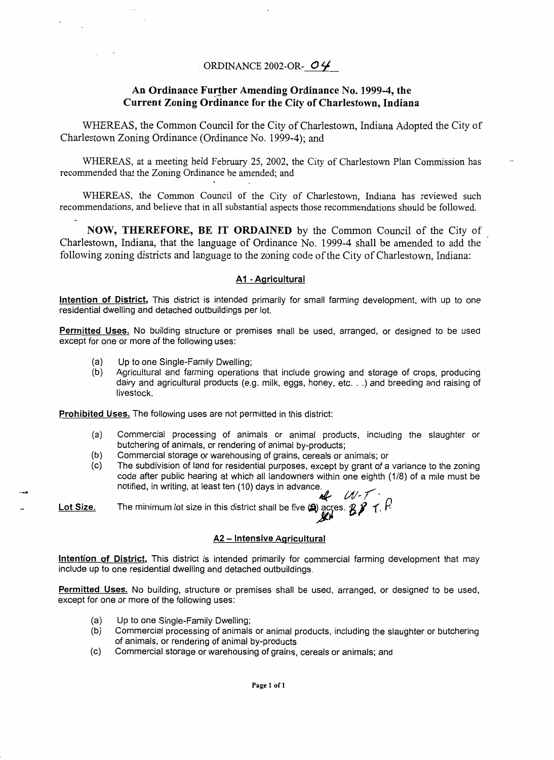ORDINANCE 2002-OR-04

## An Ordinance Further Amending Ordinance No. 1999-4, the Current Zoning Ordinance for the City of Charlestown, Indiana

WHEREAS, the Common Council for the City of Charlestown, Indiana Adopted the City of Charlestown Zoning Ordinance (Ordinance No. 1999-4); and

WHEREAS, at a meeting held February 25, 2002, the City of Charlestown Plan Commission has recommended that the Zoning Ordinance be amended; and

WHEREAS, the Common Council of the City of Charlestown, Indiana has reviewed such recommendations, and believe that in all substantial aspects those recommendations should be followed.

**NOW, THEREFORE, BE IT ORDAINED** by the Common Council of the City of Charlestown, Indiana, that the language of Ordinance No. 1999-4 shall be amended to add the following zoning districts and language to the zoning code of the City of Charlestown, Indiana:

### A1 - Agricultural

**Intention of District.** This district is intended primarily for small farming development, with up to one residential dwelling and detached outbuildings per lot.

**Permitted Uses.** No building structure or premises shall be used, arranged, or designed to be used except for one or more of the following uses:

(a) Up to one Single-Family Dwelling;
(b) Agricultural and farming operations that include growing and storage of crops, producing dairy and agricultural products (e.g. milk, eggs, honey, etc. . .) and breeding and raising of livestock.

**Prohibited Uses.** The following uses are not permitted in this district:

(a) Commercial processing of animals or animal products, including the slaughter or butchering of animals, or rendering of animal by-products;
(b) Commercial storage or warehousing of grains, cereals or animals; or
(c) The subdivision of land for residential purposes, except by grant of a variance to the zoning code after public hearing at which all landowners within one eighth (1/8) of a mile must be notified, in writing, at least ten (10) days in advance.

**Lot Size.** The minimum lot size in this district shall be five (5) acres.

### A2 – Intensive Agricultural

**Intention of District.** This district is intended primarily for commercial farming development that may include up to one residential dwelling and detached outbuildings.

**Permitted Uses.** No building, structure or premises shall be used, arranged, or designed to be used, except for one or more of the following uses:

(a) Up to one Single-Family Dwelling;
(b) Commercial processing of animals or animal products, including the slaughter or butchering of animals, or rendering of animal by-products
(c) Commercial storage or warehousing of grains, cereals or animals; and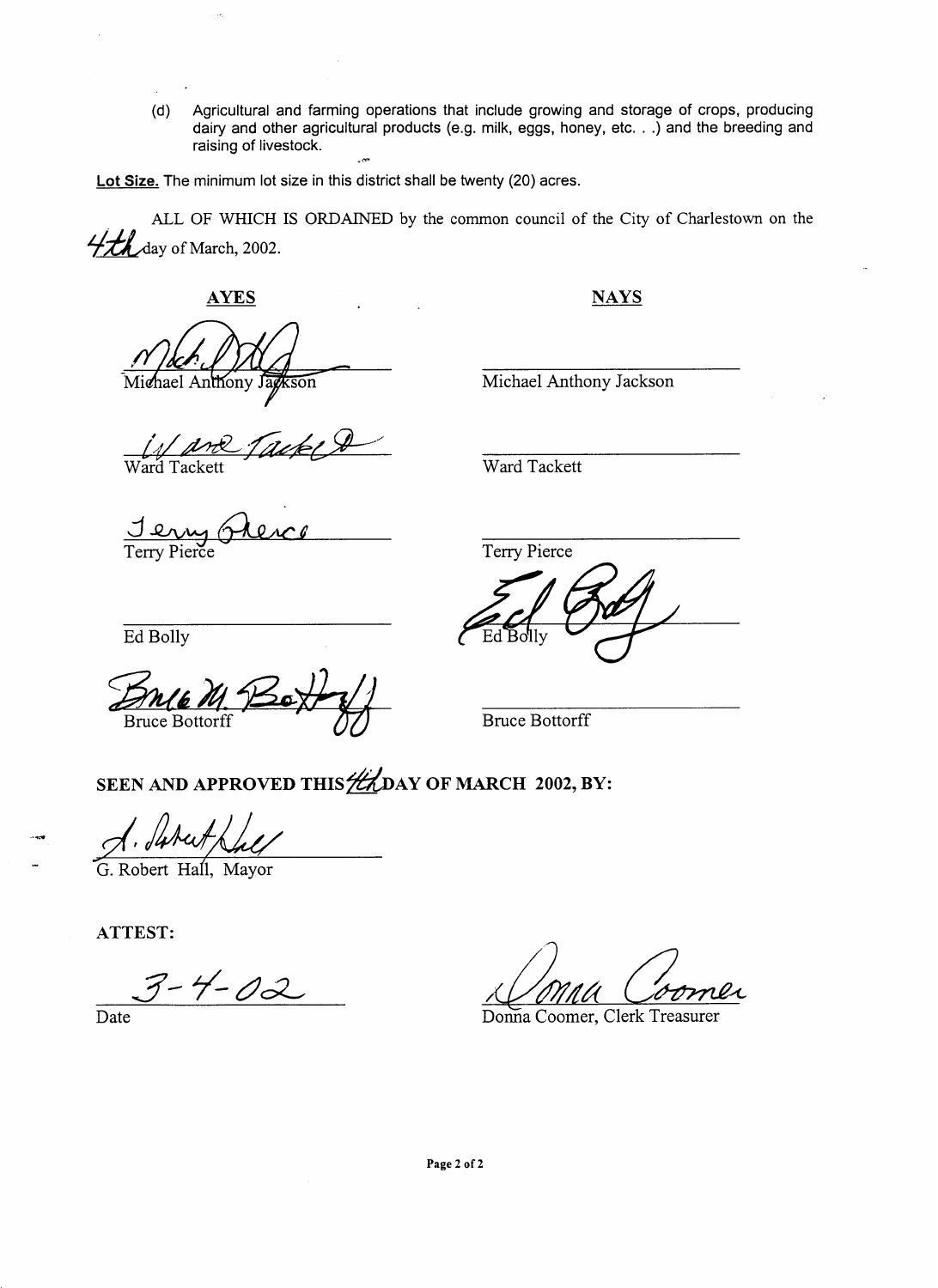(d) Agricultural and farming operations that include growing and storage of crops, producing dairy and other agricultural products (e.g. milk, eggs, honey, etc. . .) and the breeding and raising of livestock.

**Lot Size.** The minimum lot size in this district shall be twenty (20) acres.

ALL OF WHICH IS ORDAINED by the common council of the City of Charlestown on the 4th day of March, 2002.

| AYES | NAYS |
|---|---|
| Michael Anthony Jackson | Michael Anthony Jackson |
| Ward Tackett | Ward Tackett |
| Terry Pierce | Terry Pierce |
| Ed Bolly | Ed Bolly |
| Bruce Bottorff | Bruce Bottorff |

**SEEN AND APPROVED THIS 4th DAY OF MARCH 2002, BY:**

G. Robert Hall, Mayor

**ATTEST:**

3-4-02

Date

Donna Coomer, Clerk Treasurer